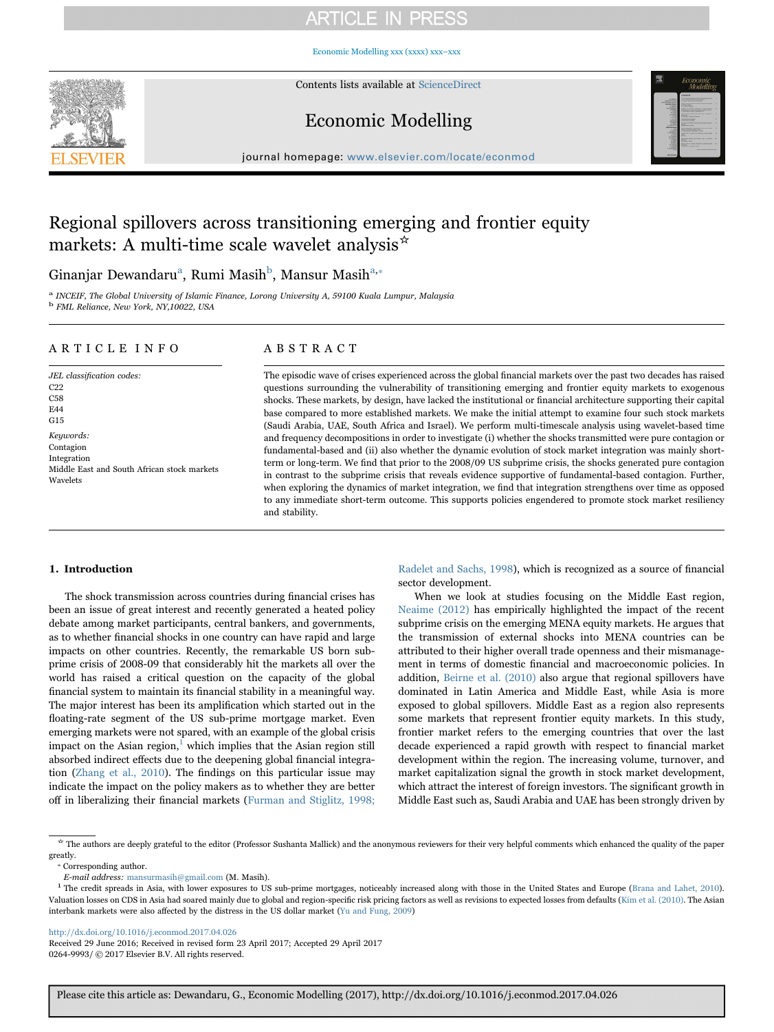# Regional spillovers across transitioning emerging and frontier equity markets: A multi-time scale wavelet analysis[☆]

Ginanjar Dewandaru[a], Rumi Masih[b], Mansur Masih[a,*]

[a] INCEIF, The Global University of Islamic Finance, Lorong University A, 59100 Kuala Lumpur, Malaysia
[b] FML Reliance, New York, NY,10022, USA

## ARTICLE INFO

*JEL classification codes:*
C22
C58
E44
G15

*Keywords:*
Contagion
Integration
Middle East and South African stock markets
Wavelets

## ABSTRACT

The episodic wave of crises experienced across the global financial markets over the past two decades has raised questions surrounding the vulnerability of transitioning emerging and frontier equity markets to exogenous shocks. These markets, by design, have lacked the institutional or financial architecture supporting their capital base compared to more established markets. We make the initial attempt to examine four such stock markets (Saudi Arabia, UAE, South Africa and Israel). We perform multi-timescale analysis using wavelet-based time and frequency decompositions in order to investigate (i) whether the shocks transmitted were pure contagion or fundamental-based and (ii) also whether the dynamic evolution of stock market integration was mainly short-term or long-term. We find that prior to the 2008/09 US subprime crisis, the shocks generated pure contagion in contrast to the subprime crisis that reveals evidence supportive of fundamental-based contagion. Further, when exploring the dynamics of market integration, we find that integration strengthens over time as opposed to any immediate short-term outcome. This supports policies engendered to promote stock market resiliency and stability.

## 1. Introduction

The shock transmission across countries during financial crises has been an issue of great interest and recently generated a heated policy debate among market participants, central bankers, and governments, as to whether financial shocks in one country can have rapid and large impacts on other countries. Recently, the remarkable US born sub-prime crisis of 2008-09 that considerably hit the markets all over the world has raised a critical question on the capacity of the global financial system to maintain its financial stability in a meaningful way. The major interest has been its amplification which started out in the floating-rate segment of the US sub-prime mortgage market. Even emerging markets were not spared, with an example of the global crisis impact on the Asian region,[1] which implies that the Asian region still absorbed indirect effects due to the deepening global financial integration (Zhang et al., 2010). The findings on this particular issue may indicate the impact on the policy makers as to whether they are better off in liberalizing their financial markets (Furman and Stiglitz, 1998; Radelet and Sachs, 1998), which is recognized as a source of financial sector development.

When we look at studies focusing on the Middle East region, Neaime (2012) has empirically highlighted the impact of the recent subprime crisis on the emerging MENA equity markets. He argues that the transmission of external shocks into MENA countries can be attributed to their higher overall trade openness and their mismanagement in terms of domestic financial and macroeconomic policies. In addition, Beirne et al. (2010) also argue that regional spillovers have dominated in Latin America and Middle East, while Asia is more exposed to global spillovers. Middle East as a region also represents some markets that represent frontier equity markets. In this study, frontier market refers to the emerging countries that over the last decade experienced a rapid growth with respect to financial market development within the region. The increasing volume, turnover, and market capitalization signal the growth in stock market development, which attract the interest of foreign investors. The significant growth in Middle East such as, Saudi Arabia and UAE has been strongly driven by

---

[☆] The authors are deeply grateful to the editor (Professor Sushanta Mallick) and the anonymous reviewers for their very helpful comments which enhanced the quality of the paper greatly.

[*] Corresponding author.

*E-mail address:* mansurmasih@gmail.com (M. Masih).

[1] The credit spreads in Asia, with lower exposures to US sub-prime mortgages, noticeably increased along with those in the United States and Europe (Brana and Lahet, 2010). Valuation losses on CDS in Asia had soared mainly due to global and region-specific risk pricing factors as well as revisions to expected losses from defaults (Kim et al. (2010). The Asian interbank markets were also affected by the distress in the US dollar market (Yu and Fung, 2009)

http://dx.doi.org/10.1016/j.econmod.2017.04.026
Received 29 June 2016; Received in revised form 23 April 2017; Accepted 29 April 2017
0264-9993/ © 2017 Elsevier B.V. All rights reserved.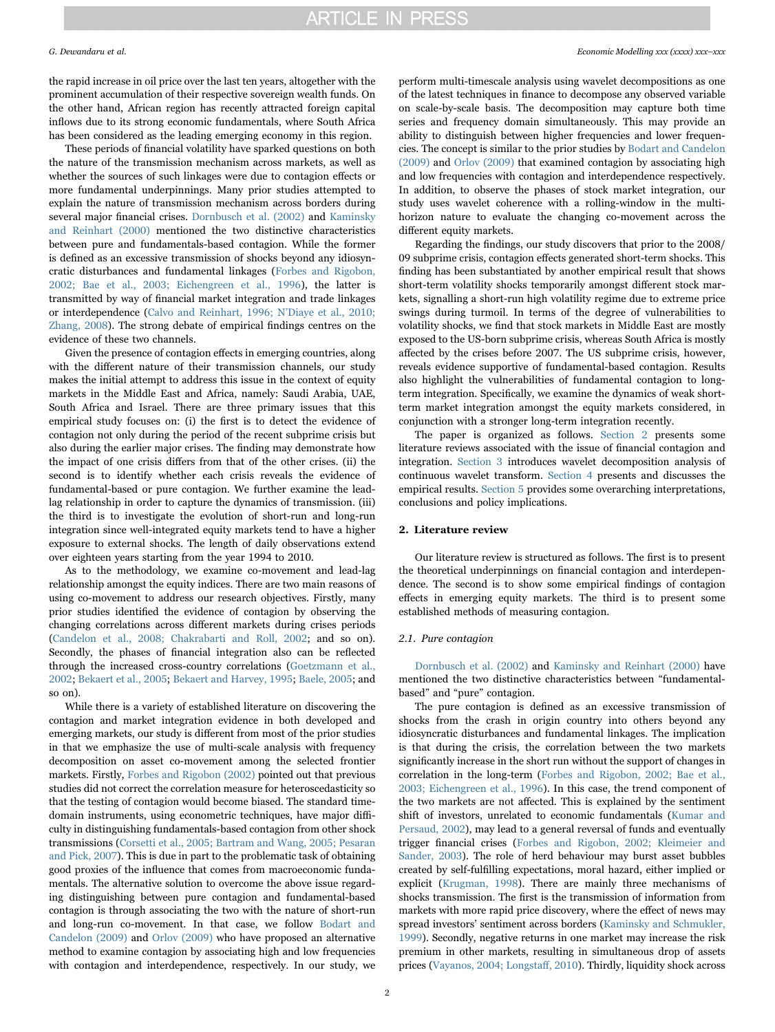the rapid increase in oil price over the last ten years, altogether with the prominent accumulation of their respective sovereign wealth funds. On the other hand, African region has recently attracted foreign capital inflows due to its strong economic fundamentals, where South Africa has been considered as the leading emerging economy in this region.

These periods of financial volatility have sparked questions on both the nature of the transmission mechanism across markets, as well as whether the sources of such linkages were due to contagion effects or more fundamental underpinnings. Many prior studies attempted to explain the nature of transmission mechanism across borders during several major financial crises. Dornbusch et al. (2002) and Kaminsky and Reinhart (2000) mentioned the two distinctive characteristics between pure and fundamentals-based contagion. While the former is defined as an excessive transmission of shocks beyond any idiosyncratic disturbances and fundamental linkages (Forbes and Rigobon, 2002; Bae et al., 2003; Eichengreen et al., 1996), the latter is transmitted by way of financial market integration and trade linkages or interdependence (Calvo and Reinhart, 1996; N'Diaye et al., 2010; Zhang, 2008). The strong debate of empirical findings centres on the evidence of these two channels.

Given the presence of contagion effects in emerging countries, along with the different nature of their transmission channels, our study makes the initial attempt to address this issue in the context of equity markets in the Middle East and Africa, namely: Saudi Arabia, UAE, South Africa and Israel. There are three primary issues that this empirical study focuses on: (i) the first is to detect the evidence of contagion not only during the period of the recent subprime crisis but also during the earlier major crises. The finding may demonstrate how the impact of one crisis differs from that of the other crises. (ii) the second is to identify whether each crisis reveals the evidence of fundamental-based or pure contagion. We further examine the lead-lag relationship in order to capture the dynamics of transmission. (iii) the third is to investigate the evolution of short-run and long-run integration since well-integrated equity markets tend to have a higher exposure to external shocks. The length of daily observations extend over eighteen years starting from the year 1994 to 2010.

As to the methodology, we examine co-movement and lead-lag relationship amongst the equity indices. There are two main reasons of using co-movement to address our research objectives. Firstly, many prior studies identified the evidence of contagion by observing the changing correlations across different markets during crises periods (Candelon et al., 2008; Chakrabarti and Roll, 2002; and so on). Secondly, the phases of financial integration also can be reflected through the increased cross-country correlations (Goetzmann et al., 2002; Bekaert et al., 2005; Bekaert and Harvey, 1995; Baele, 2005; and so on).

While there is a variety of established literature on discovering the contagion and market integration evidence in both developed and emerging markets, our study is different from most of the prior studies in that we emphasize the use of multi-scale analysis with frequency decomposition on asset co-movement among the selected frontier markets. Firstly, Forbes and Rigobon (2002) pointed out that previous studies did not correct the correlation measure for heteroscedasticity so that the testing of contagion would become biased. The standard time-domain instruments, using econometric techniques, have major difficulty in distinguishing fundamentals-based contagion from other shock transmissions (Corsetti et al., 2005; Bartram and Wang, 2005; Pesaran and Pick, 2007). This is due in part to the problematic task of obtaining good proxies of the influence that comes from macroeconomic fundamentals. The alternative solution to overcome the above issue regarding distinguishing between pure contagion and fundamental-based contagion is through associating the two with the nature of short-run and long-run co-movement. In that case, we follow Bodart and Candelon (2009) and Orlov (2009) who have proposed an alternative method to examine contagion by associating high and low frequencies with contagion and interdependence, respectively. In our study, we perform multi-timescale analysis using wavelet decompositions as one of the latest techniques in finance to decompose any observed variable on scale-by-scale basis. The decomposition may capture both time series and frequency domain simultaneously. This may provide an ability to distinguish between higher frequencies and lower frequencies. The concept is similar to the prior studies by Bodart and Candelon (2009) and Orlov (2009) that examined contagion by associating high and low frequencies with contagion and interdependence respectively. In addition, to observe the phases of stock market integration, our study uses wavelet coherence with a rolling-window in the multi-horizon nature to evaluate the changing co-movement across the different equity markets.

Regarding the findings, our study discovers that prior to the 2008/09 subprime crisis, contagion effects generated short-term shocks. This finding has been substantiated by another empirical result that shows short-term volatility shocks temporarily amongst different stock markets, signalling a short-run high volatility regime due to extreme price swings during turmoil. In terms of the degree of vulnerabilities to volatility shocks, we find that stock markets in Middle East are mostly exposed to the US-born subprime crisis, whereas South Africa is mostly affected by the crises before 2007. The US subprime crisis, however, reveals evidence supportive of fundamental-based contagion. Results also highlight the vulnerabilities of fundamental contagion to long-term integration. Specifically, we examine the dynamics of weak short-term market integration amongst the equity markets considered, in conjunction with a stronger long-term integration recently.

The paper is organized as follows. Section 2 presents some literature reviews associated with the issue of financial contagion and integration. Section 3 introduces wavelet decomposition analysis of continuous wavelet transform. Section 4 presents and discusses the empirical results. Section 5 provides some overarching interpretations, conclusions and policy implications.

## 2. Literature review

Our literature review is structured as follows. The first is to present the theoretical underpinnings on financial contagion and interdependence. The second is to show some empirical findings of contagion effects in emerging equity markets. The third is to present some established methods of measuring contagion.

### 2.1. Pure contagion

Dornbusch et al. (2002) and Kaminsky and Reinhart (2000) have mentioned the two distinctive characteristics between "fundamental-based" and "pure" contagion.

The pure contagion is defined as an excessive transmission of shocks from the crash in origin country into others beyond any idiosyncratic disturbances and fundamental linkages. The implication is that during the crisis, the correlation between the two markets significantly increase in the short run without the support of changes in correlation in the long-term (Forbes and Rigobon, 2002; Bae et al., 2003; Eichengreen et al., 1996). In this case, the trend component of the two markets are not affected. This is explained by the sentiment shift of investors, unrelated to economic fundamentals (Kumar and Persaud, 2002), may lead to a general reversal of funds and eventually trigger financial crises (Forbes and Rigobon, 2002; Kleimeier and Sander, 2003). The role of herd behaviour may burst asset bubbles created by self-fulfilling expectations, moral hazard, either implied or explicit (Krugman, 1998). There are mainly three mechanisms of shocks transmission. The first is the transmission of information from markets with more rapid price discovery, where the effect of news may spread investors' sentiment across borders (Kaminsky and Schmukler, 1999). Secondly, negative returns in one market may increase the risk premium in other markets, resulting in simultaneous drop of assets prices (Vayanos, 2004; Longstaff, 2010). Thirdly, liquidity shock across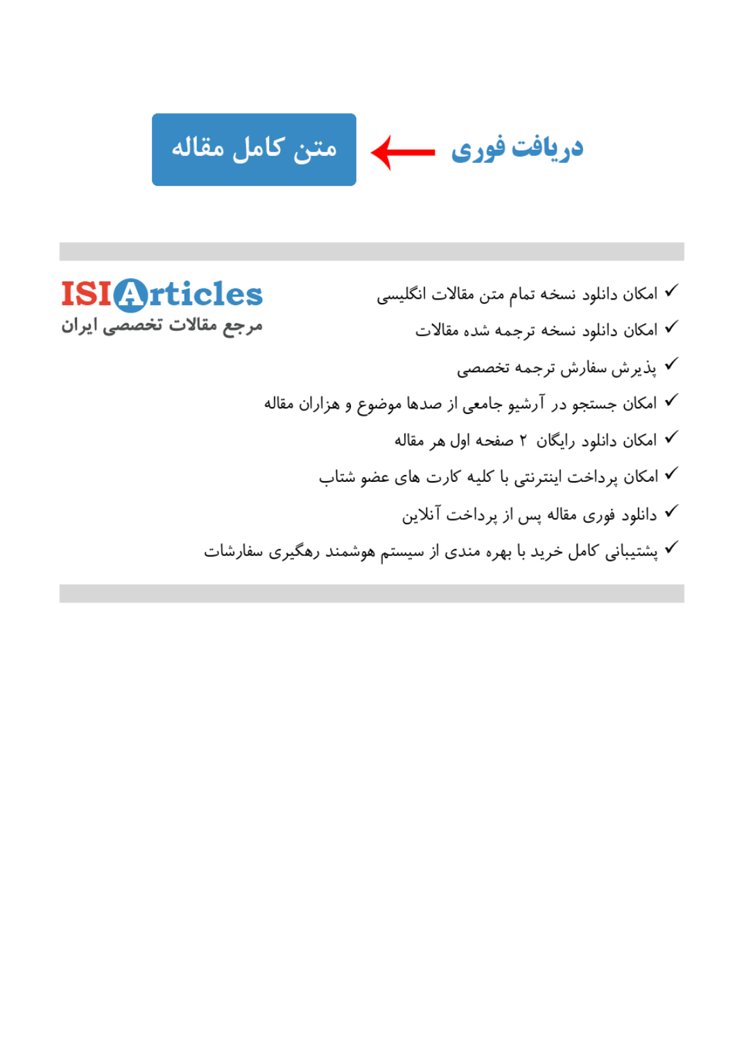دریافت فوری ← متن کامل مقاله

**ISIArticles**
مرجع مقالات تخصصی ایران

- ✓ امکان دانلود نسخه تمام متن مقالات انگلیسی
- ✓ امکان دانلود نسخه ترجمه شده مقالات
- ✓ پذیرش سفارش ترجمه تخصصی
- ✓ امکان جستجو در آرشیو جامعی از صدها موضوع و هزاران مقاله
- ✓ امکان دانلود رایگان ۲ صفحه اول هر مقاله
- ✓ امکان پرداخت اینترنتی با کلیه کارت های عضو شتاب
- ✓ دانلود فوری مقاله پس از پرداخت آنلاین
- ✓ پشتیبانی کامل خرید با بهره مندی از سیستم هوشمند رهگیری سفارشات